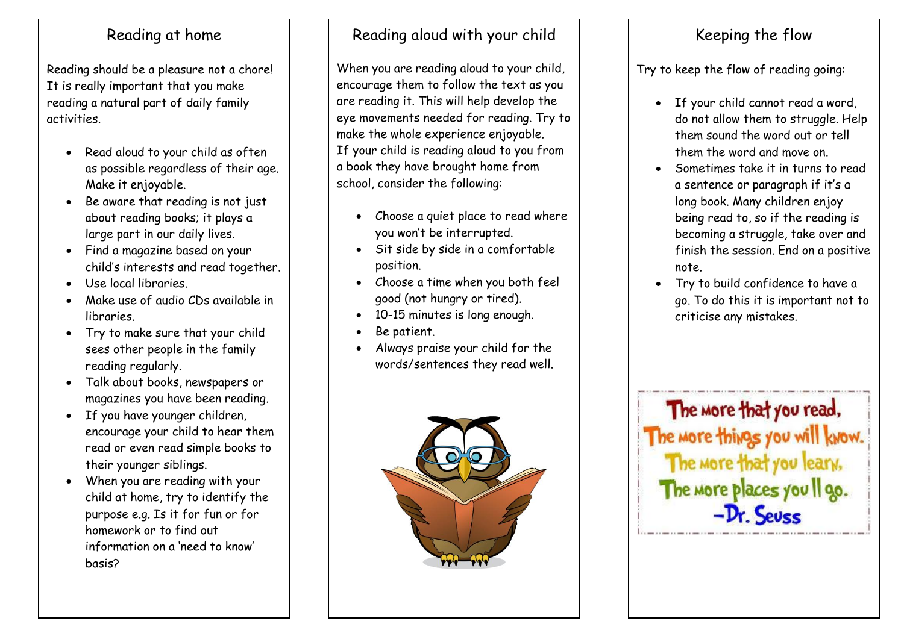## Reading at home

Reading should be a pleasure not a chore! It is really important that you make reading a natural part of daily family activities.

- Read aloud to your child as often as possible regardless of their age. Make it enjoyable.
- Be aware that reading is not just about reading books; it plays a large part in our daily lives.
- Find a magazine based on your child's interests and read together.
- Use local libraries.
- Make use of audio CDs available in libraries.
- Try to make sure that your child sees other people in the family reading regularly.
- Talk about books, newspapers or magazines you have been reading.
- If you have younger children, encourage your child to hear them read or even read simple books to their younger siblings.
- When you are reading with your child at home, try to identify the purpose e.g. Is it for fun or for homework or to find out information on a 'need to know' basis?

## Reading aloud with your child

When you are reading aloud to your child, encourage them to follow the text as you are reading it. This will help develop the eye movements needed for reading. Try to make the whole experience enjoyable.
If your child is reading aloud to you from a book they have brought home from school, consider the following:

- Choose a quiet place to read where you won't be interrupted.
- Sit side by side in a comfortable position.
- Choose a time when you both feel good (not hungry or tired).
- 10-15 minutes is long enough.
- Be patient.
- Always praise your child for the words/sentences they read well.

## Keeping the flow

Try to keep the flow of reading going:

- If your child cannot read a word, do not allow them to struggle. Help them sound the word out or tell them the word and move on.
- Sometimes take it in turns to read a sentence or paragraph if it's a long book. Many children enjoy being read to, so if the reading is becoming a struggle, take over and finish the session. End on a positive note.
- Try to build confidence to have a go. To do this it is important not to criticise any mistakes.

The more that you read,
The more things you will know.
The more that you learn,
The more places you'll go.
–Dr. Seuss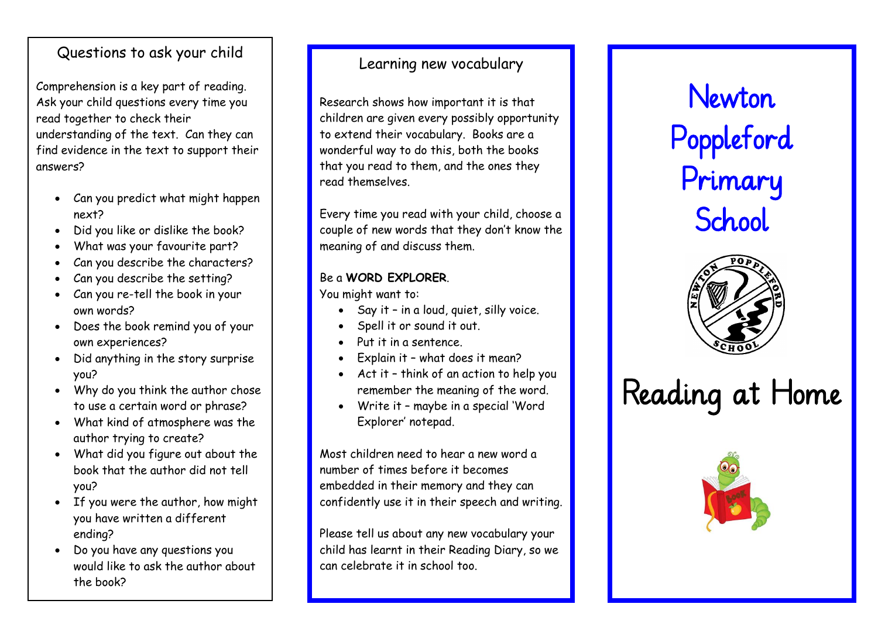## Questions to ask your child

Comprehension is a key part of reading. Ask your child questions every time you read together to check their understanding of the text. Can they can find evidence in the text to support their answers?

- Can you predict what might happen next?
- Did you like or dislike the book?
- What was your favourite part?
- Can you describe the characters?
- Can you describe the setting?
- Can you re-tell the book in your own words?
- Does the book remind you of your own experiences?
- Did anything in the story surprise you?
- Why do you think the author chose to use a certain word or phrase?
- What kind of atmosphere was the author trying to create?
- What did you figure out about the book that the author did not tell you?
- If you were the author, how might you have written a different ending?
- Do you have any questions you would like to ask the author about the book?

## Learning new vocabulary

Research shows how important it is that children are given every possibly opportunity to extend their vocabulary. Books are a wonderful way to do this, both the books that you read to them, and the ones they read themselves.

Every time you read with your child, choose a couple of new words that they don't know the meaning of and discuss them.

Be a **WORD EXPLORER**.
You might want to:

- Say it – in a loud, quiet, silly voice.
- Spell it or sound it out.
- Put it in a sentence.
- Explain it – what does it mean?
- Act it – think of an action to help you remember the meaning of the word.
- Write it – maybe in a special 'Word Explorer' notepad.

Most children need to hear a new word a number of times before it becomes embedded in their memory and they can confidently use it in their speech and writing.

Please tell us about any new vocabulary your child has learnt in their Reading Diary, so we can celebrate it in school too.

# Newton Poppleford Primary School

# Reading at Home